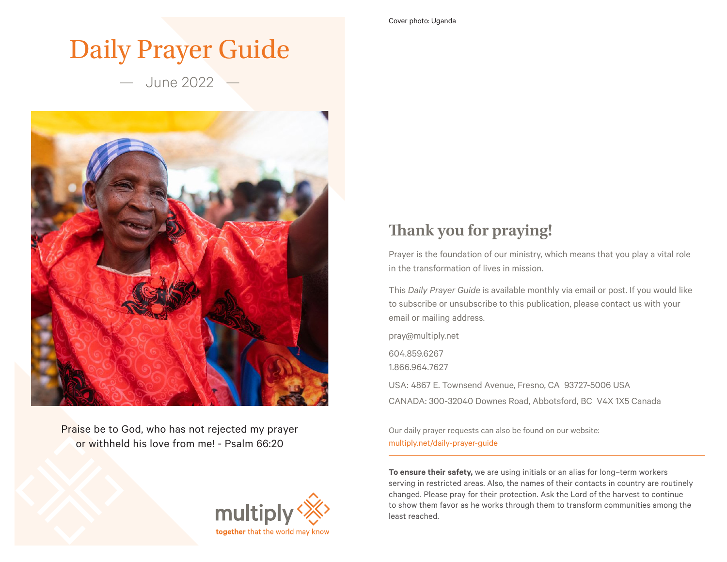# Daily Prayer Guide

— June 2022 —

Praise be to God, who has not rejected my prayer or withheld his love from me! - Psalm 66:20

multiply

**together** that the world may know

Cover photo: Uganda

## Thank you for praying!

Prayer is the foundation of our ministry, which means that you play a vital role in the transformation of lives in mission.

This *Daily Prayer Guide* is available monthly via email or post. If you would like to subscribe or unsubscribe to this publication, please contact us with your email or mailing address.

pray@multiply.net

604.859.6267
1.866.964.7627

USA: 4867 E. Townsend Avenue, Fresno, CA 93727-5006 USA

CANADA: 300-32040 Downes Road, Abbotsford, BC V4X 1X5 Canada

Our daily prayer requests can also be found on our website:
multiply.net/daily-prayer-guide

**To ensure their safety,** we are using initials or an alias for long–term workers serving in restricted areas. Also, the names of their contacts in country are routinely changed. Please pray for their protection. Ask the Lord of the harvest to continue to show them favor as he works through them to transform communities among the least reached.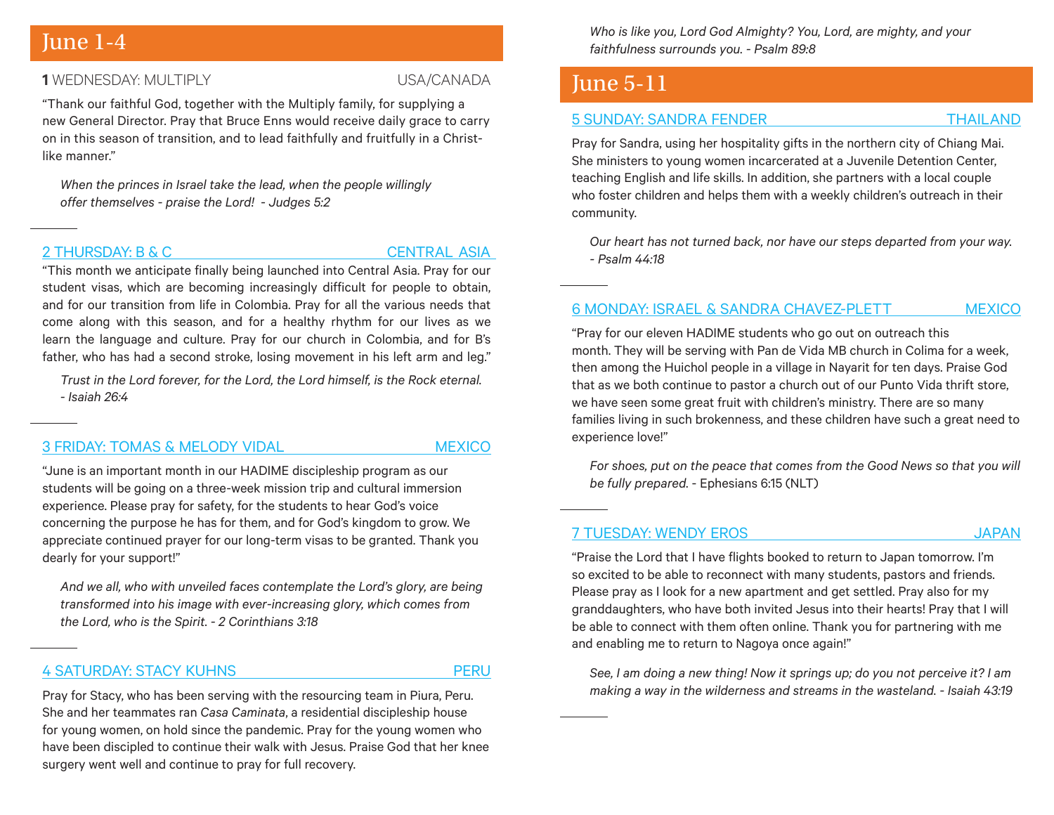## June 1-4

**1** WEDNESDAY: MULTIPLY USA/CANADA

"Thank our faithful God, together with the Multiply family, for supplying a new General Director. Pray that Bruce Enns would receive daily grace to carry on in this season of transition, and to lead faithfully and fruitfully in a Christ-like manner."

*When the princes in Israel take the lead, when the people willingly offer themselves - praise the Lord! - Judges 5:2*

---

2 THURSDAY: B & C CENTRAL ASIA

"This month we anticipate finally being launched into Central Asia. Pray for our student visas, which are becoming increasingly difficult for people to obtain, and for our transition from life in Colombia. Pray for all the various needs that come along with this season, and for a healthy rhythm for our lives as we learn the language and culture. Pray for our church in Colombia, and for B's father, who has had a second stroke, losing movement in his left arm and leg."

*Trust in the Lord forever, for the Lord, the Lord himself, is the Rock eternal. - Isaiah 26:4*

---

3 FRIDAY: TOMAS & MELODY VIDAL MEXICO

"June is an important month in our HADIME discipleship program as our students will be going on a three-week mission trip and cultural immersion experience. Please pray for safety, for the students to hear God's voice concerning the purpose he has for them, and for God's kingdom to grow. We appreciate continued prayer for our long-term visas to be granted. Thank you dearly for your support!"

*And we all, who with unveiled faces contemplate the Lord's glory, are being transformed into his image with ever-increasing glory, which comes from the Lord, who is the Spirit. - 2 Corinthians 3:18*

---

4 SATURDAY: STACY KUHNS PERU

Pray for Stacy, who has been serving with the resourcing team in Piura, Peru. She and her teammates ran *Casa Caminata*, a residential discipleship house for young women, on hold since the pandemic. Pray for the young women who have been discipled to continue their walk with Jesus. Praise God that her knee surgery went well and continue to pray for full recovery.

*Who is like you, Lord God Almighty? You, Lord, are mighty, and your faithfulness surrounds you. - Psalm 89:8*

## June 5-11

5 SUNDAY: SANDRA FENDER THAILAND

Pray for Sandra, using her hospitality gifts in the northern city of Chiang Mai. She ministers to young women incarcerated at a Juvenile Detention Center, teaching English and life skills. In addition, she partners with a local couple who foster children and helps them with a weekly children's outreach in their community.

*Our heart has not turned back, nor have our steps departed from your way. - Psalm 44:18*

---

6 MONDAY: ISRAEL & SANDRA CHAVEZ-PLETT MEXICO

"Pray for our eleven HADIME students who go out on outreach this month. They will be serving with Pan de Vida MB church in Colima for a week, then among the Huichol people in a village in Nayarit for ten days. Praise God that as we both continue to pastor a church out of our Punto Vida thrift store, we have seen some great fruit with children's ministry. There are so many families living in such brokenness, and these children have such a great need to experience love!"

*For shoes, put on the peace that comes from the Good News so that you will be fully prepared.* - Ephesians 6:15 (NLT)

---

7 TUESDAY: WENDY EROS JAPAN

"Praise the Lord that I have flights booked to return to Japan tomorrow. I'm so excited to be able to reconnect with many students, pastors and friends. Please pray as I look for a new apartment and get settled. Pray also for my granddaughters, who have both invited Jesus into their hearts! Pray that I will be able to connect with them often online. Thank you for partnering with me and enabling me to return to Nagoya once again!"

*See, I am doing a new thing! Now it springs up; do you not perceive it? I am making a way in the wilderness and streams in the wasteland. - Isaiah 43:19*

---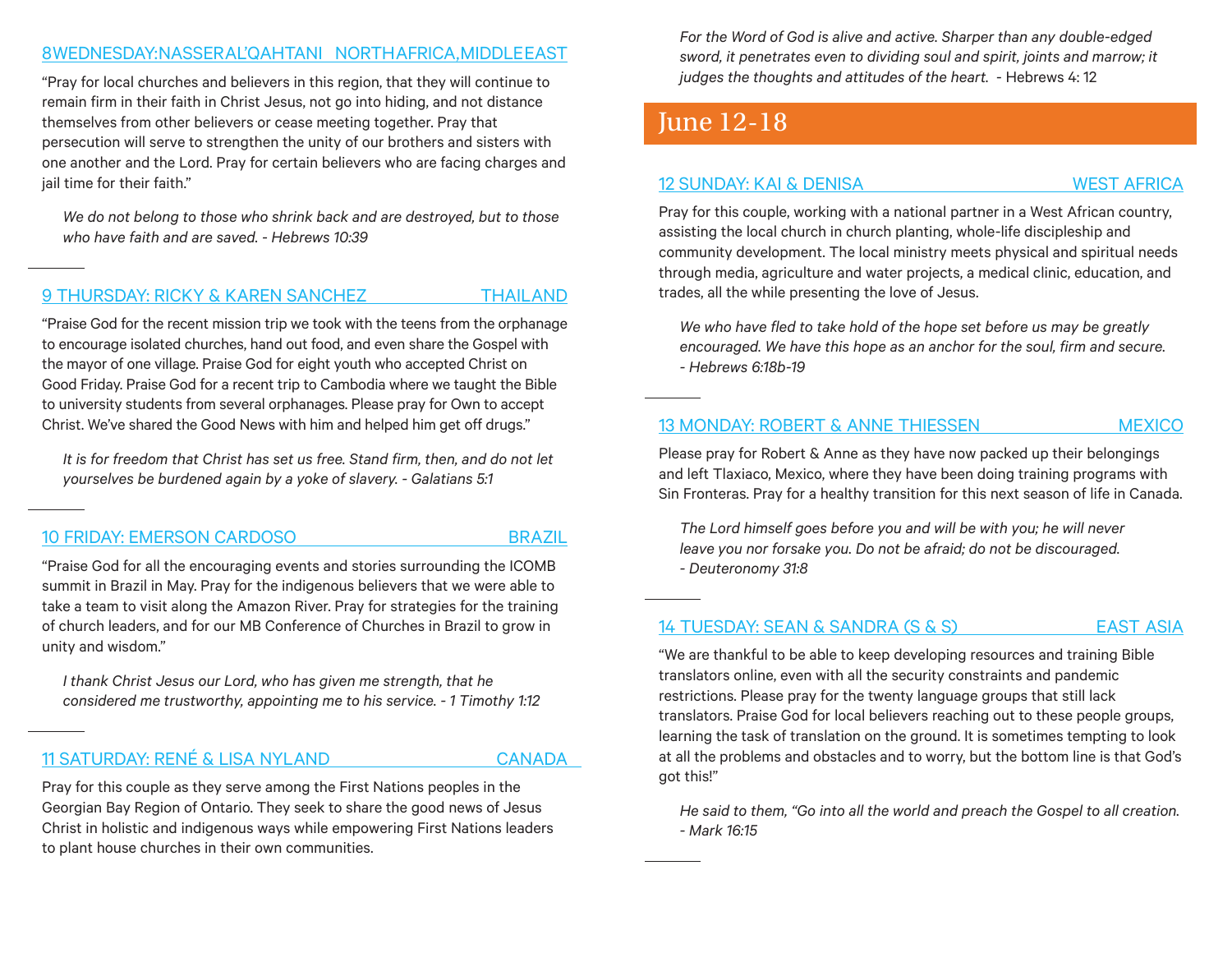### 8 WEDNESDAY: NASSER AL'QAHTANI — NORTH AFRICA, MIDDLE EAST

"Pray for local churches and believers in this region, that they will continue to remain firm in their faith in Christ Jesus, not go into hiding, and not distance themselves from other believers or cease meeting together. Pray that persecution will serve to strengthen the unity of our brothers and sisters with one another and the Lord. Pray for certain believers who are facing charges and jail time for their faith."

*We do not belong to those who shrink back and are destroyed, but to those who have faith and are saved. - Hebrews 10:39*

### 9 THURSDAY: RICKY & KAREN SANCHEZ — THAILAND

"Praise God for the recent mission trip we took with the teens from the orphanage to encourage isolated churches, hand out food, and even share the Gospel with the mayor of one village. Praise God for eight youth who accepted Christ on Good Friday. Praise God for a recent trip to Cambodia where we taught the Bible to university students from several orphanages. Please pray for Own to accept Christ. We've shared the Good News with him and helped him get off drugs."

*It is for freedom that Christ has set us free. Stand firm, then, and do not let yourselves be burdened again by a yoke of slavery. - Galatians 5:1*

### 10 FRIDAY: EMERSON CARDOSO — BRAZIL

"Praise God for all the encouraging events and stories surrounding the ICOMB summit in Brazil in May. Pray for the indigenous believers that we were able to take a team to visit along the Amazon River. Pray for strategies for the training of church leaders, and for our MB Conference of Churches in Brazil to grow in unity and wisdom."

*I thank Christ Jesus our Lord, who has given me strength, that he considered me trustworthy, appointing me to his service. - 1 Timothy 1:12*

### 11 SATURDAY: RENÉ & LISA NYLAND — CANADA

Pray for this couple as they serve among the First Nations peoples in the Georgian Bay Region of Ontario. They seek to share the good news of Jesus Christ in holistic and indigenous ways while empowering First Nations leaders to plant house churches in their own communities.

*For the Word of God is alive and active. Sharper than any double-edged sword, it penetrates even to dividing soul and spirit, joints and marrow; it judges the thoughts and attitudes of the heart.* - Hebrews 4: 12

## June 12-18

### 12 SUNDAY: KAI & DENISA — WEST AFRICA

Pray for this couple, working with a national partner in a West African country, assisting the local church in church planting, whole-life discipleship and community development. The local ministry meets physical and spiritual needs through media, agriculture and water projects, a medical clinic, education, and trades, all the while presenting the love of Jesus.

*We who have fled to take hold of the hope set before us may be greatly encouraged. We have this hope as an anchor for the soul, firm and secure. - Hebrews 6:18b-19*

### 13 MONDAY: ROBERT & ANNE THIESSEN — MEXICO

Please pray for Robert & Anne as they have now packed up their belongings and left Tlaxiaco, Mexico, where they have been doing training programs with Sin Fronteras. Pray for a healthy transition for this next season of life in Canada.

*The Lord himself goes before you and will be with you; he will never leave you nor forsake you. Do not be afraid; do not be discouraged. - Deuteronomy 31:8*

### 14 TUESDAY: SEAN & SANDRA (S & S) — EAST ASIA

"We are thankful to be able to keep developing resources and training Bible translators online, even with all the security constraints and pandemic restrictions. Please pray for the twenty language groups that still lack translators. Praise God for local believers reaching out to these people groups, learning the task of translation on the ground. It is sometimes tempting to look at all the problems and obstacles and to worry, but the bottom line is that God's got this!"

*He said to them, "Go into all the world and preach the Gospel to all creation. - Mark 16:15*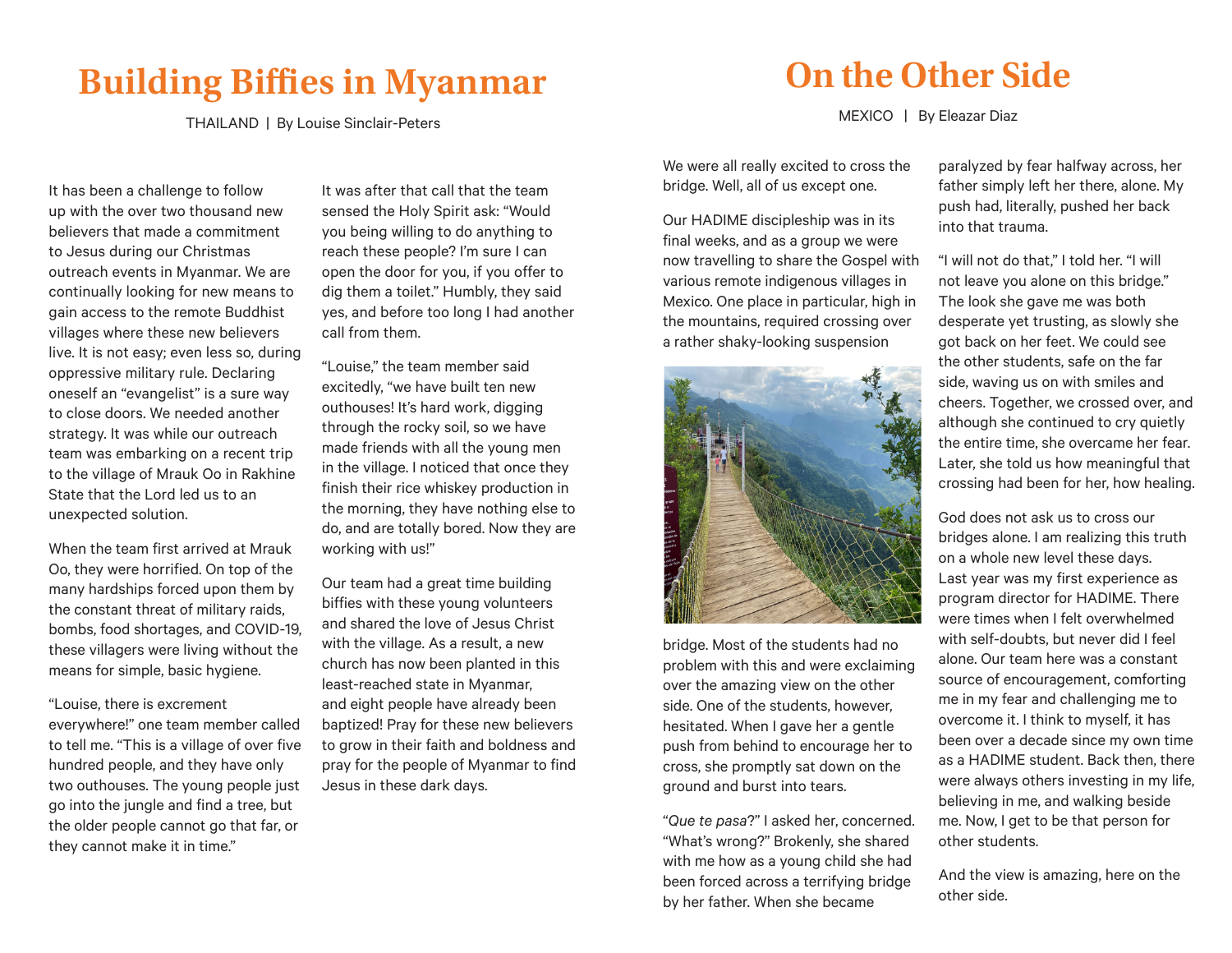# Building Biffies in Myanmar

THAILAND | By Louise Sinclair-Peters

It has been a challenge to follow up with the over two thousand new believers that made a commitment to Jesus during our Christmas outreach events in Myanmar. We are continually looking for new means to gain access to the remote Buddhist villages where these new believers live. It is not easy; even less so, during oppressive military rule. Declaring oneself an "evangelist" is a sure way to close doors. We needed another strategy. It was while our outreach team was embarking on a recent trip to the village of Mrauk Oo in Rakhine State that the Lord led us to an unexpected solution.

When the team first arrived at Mrauk Oo, they were horrified. On top of the many hardships forced upon them by the constant threat of military raids, bombs, food shortages, and COVID-19, these villagers were living without the means for simple, basic hygiene.

"Louise, there is excrement everywhere!" one team member called to tell me. "This is a village of over five hundred people, and they have only two outhouses. The young people just go into the jungle and find a tree, but the older people cannot go that far, or they cannot make it in time."

It was after that call that the team sensed the Holy Spirit ask: "Would you being willing to do anything to reach these people? I'm sure I can open the door for you, if you offer to dig them a toilet." Humbly, they said yes, and before too long I had another call from them.

"Louise," the team member said excitedly, "we have built ten new outhouses! It's hard work, digging through the rocky soil, so we have made friends with all the young men in the village. I noticed that once they finish their rice whiskey production in the morning, they have nothing else to do, and are totally bored. Now they are working with us!"

Our team had a great time building biffies with these young volunteers and shared the love of Jesus Christ with the village. As a result, a new church has now been planted in this least-reached state in Myanmar, and eight people have already been baptized! Pray for these new believers to grow in their faith and boldness and pray for the people of Myanmar to find Jesus in these dark days.

# On the Other Side

MEXICO | By Eleazar Diaz

We were all really excited to cross the bridge. Well, all of us except one.

Our HADIME discipleship was in its final weeks, and as a group we were now travelling to share the Gospel with various remote indigenous villages in Mexico. One place in particular, high in the mountains, required crossing over a rather shaky-looking suspension bridge. Most of the students had no problem with this and were exclaiming over the amazing view on the other side. One of the students, however, hesitated. When I gave her a gentle push from behind to encourage her to cross, she promptly sat down on the ground and burst into tears.

"*Que te pasa*?" I asked her, concerned. "What's wrong?" Brokenly, she shared with me how as a young child she had been forced across a terrifying bridge by her father. When she became paralyzed by fear halfway across, her father simply left her there, alone. My push had, literally, pushed her back into that trauma.

"I will not do that," I told her. "I will not leave you alone on this bridge." The look she gave me was both desperate yet trusting, as slowly she got back on her feet. We could see the other students, safe on the far side, waving us on with smiles and cheers. Together, we crossed over, and although she continued to cry quietly the entire time, she overcame her fear. Later, she told us how meaningful that crossing had been for her, how healing.

God does not ask us to cross our bridges alone. I am realizing this truth on a whole new level these days. Last year was my first experience as program director for HADIME. There were times when I felt overwhelmed with self-doubts, but never did I feel alone. Our team here was a constant source of encouragement, comforting me in my fear and challenging me to overcome it. I think to myself, it has been over a decade since my own time as a HADIME student. Back then, there were always others investing in my life, believing in me, and walking beside me. Now, I get to be that person for other students.

And the view is amazing, here on the other side.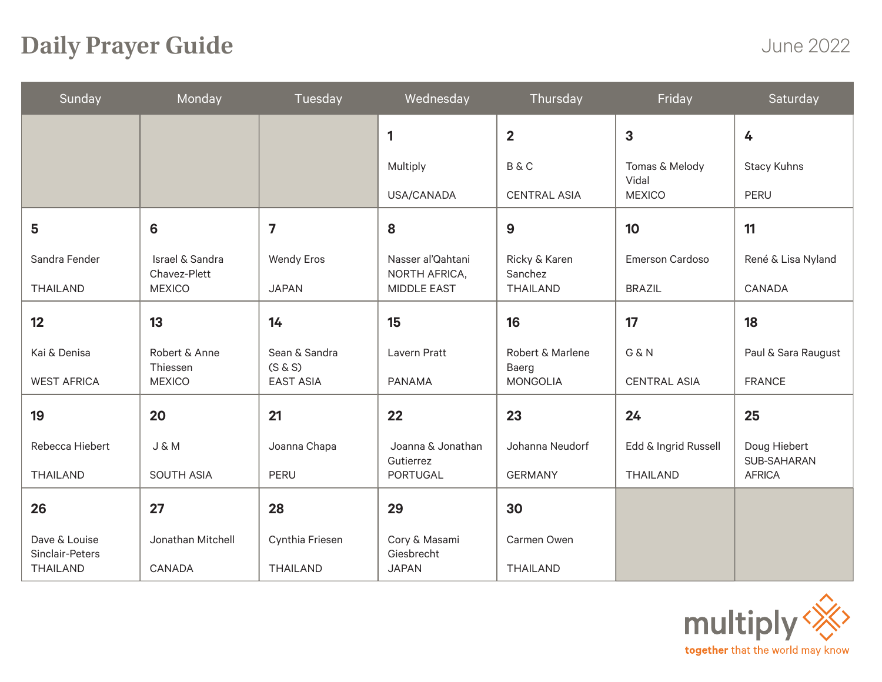# Daily Prayer Guide

June 2022

| Sunday | Monday | Tuesday | Wednesday | Thursday | Friday | Saturday |
|---|---|---|---|---|---|---|
| | | | **1** Multiply USA/CANADA | **2** B & C CENTRAL ASIA | **3** Tomas & Melody Vidal MEXICO | **4** Stacy Kuhns PERU |
| **5** Sandra Fender THAILAND | **6** Israel & Sandra Chavez-Plett MEXICO | **7** Wendy Eros JAPAN | **8** Nasser al'Qahtani NORTH AFRICA, MIDDLE EAST | **9** Ricky & Karen Sanchez THAILAND | **10** Emerson Cardoso BRAZIL | **11** René & Lisa Nyland CANADA |
| **12** Kai & Denisa WEST AFRICA | **13** Robert & Anne Thiessen MEXICO | **14** Sean & Sandra (S & S) EAST ASIA | **15** Lavern Pratt PANAMA | **16** Robert & Marlene Baerg MONGOLIA | **17** G & N CENTRAL ASIA | **18** Paul & Sara Raugust FRANCE |
| **19** Rebecca Hiebert THAILAND | **20** J & M SOUTH ASIA | **21** Joanna Chapa PERU | **22** Joanna & Jonathan Gutierrez PORTUGAL | **23** Johanna Neudorf GERMANY | **24** Edd & Ingrid Russell THAILAND | **25** Doug Hiebert SUB-SAHARAN AFRICA |
| **26** Dave & Louise Sinclair-Peters THAILAND | **27** Jonathan Mitchell CANADA | **28** Cynthia Friesen THAILAND | **29** Cory & Masami Giesbrecht JAPAN | **30** Carmen Owen THAILAND | | |

multiply
together that the world may know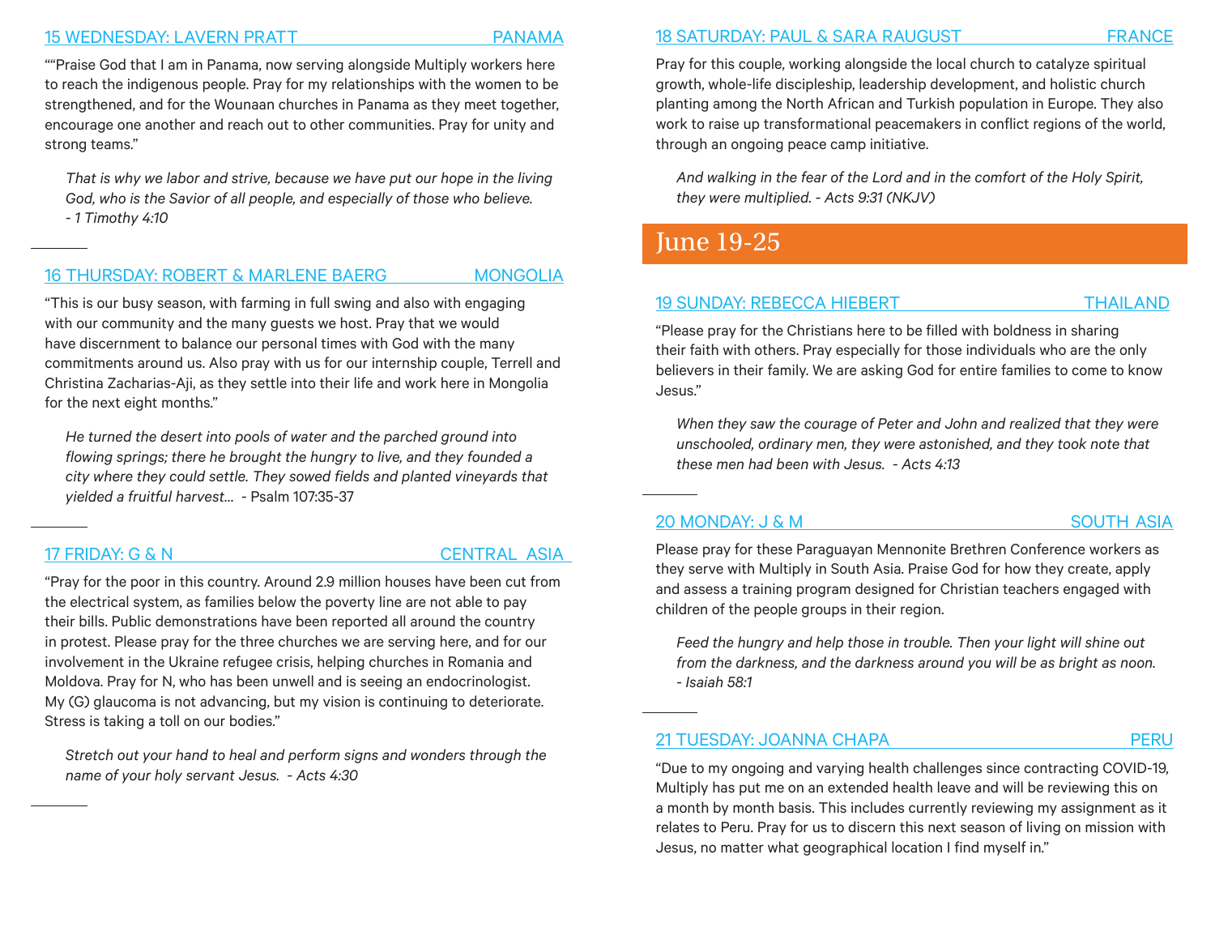### 15 WEDNESDAY: LAVERN PRATT — PANAMA

""Praise God that I am in Panama, now serving alongside Multiply workers here to reach the indigenous people. Pray for my relationships with the women to be strengthened, and for the Wounaan churches in Panama as they meet together, encourage one another and reach out to other communities. Pray for unity and strong teams."

*That is why we labor and strive, because we have put our hope in the living God, who is the Savior of all people, and especially of those who believe. - 1 Timothy 4:10*

### 16 THURSDAY: ROBERT & MARLENE BAERG — MONGOLIA

"This is our busy season, with farming in full swing and also with engaging with our community and the many guests we host. Pray that we would have discernment to balance our personal times with God with the many commitments around us. Also pray with us for our internship couple, Terrell and Christina Zacharias-Aji, as they settle into their life and work here in Mongolia for the next eight months."

*He turned the desert into pools of water and the parched ground into flowing springs; there he brought the hungry to live, and they founded a city where they could settle. They sowed fields and planted vineyards that yielded a fruitful harvest...* - Psalm 107:35-37

### 17 FRIDAY: G & N — CENTRAL ASIA

"Pray for the poor in this country. Around 2.9 million houses have been cut from the electrical system, as families below the poverty line are not able to pay their bills. Public demonstrations have been reported all around the country in protest. Please pray for the three churches we are serving here, and for our involvement in the Ukraine refugee crisis, helping churches in Romania and Moldova. Pray for N, who has been unwell and is seeing an endocrinologist. My (G) glaucoma is not advancing, but my vision is continuing to deteriorate. Stress is taking a toll on our bodies."

*Stretch out your hand to heal and perform signs and wonders through the name of your holy servant Jesus. - Acts 4:30*

### 18 SATURDAY: PAUL & SARA RAUGUST — FRANCE

Pray for this couple, working alongside the local church to catalyze spiritual growth, whole-life discipleship, leadership development, and holistic church planting among the North African and Turkish population in Europe. They also work to raise up transformational peacemakers in conflict regions of the world, through an ongoing peace camp initiative.

*And walking in the fear of the Lord and in the comfort of the Holy Spirit, they were multiplied. - Acts 9:31 (NKJV)*

## June 19-25

### 19 SUNDAY: REBECCA HIEBERT — THAILAND

"Please pray for the Christians here to be filled with boldness in sharing their faith with others. Pray especially for those individuals who are the only believers in their family. We are asking God for entire families to come to know Jesus."

*When they saw the courage of Peter and John and realized that they were unschooled, ordinary men, they were astonished, and they took note that these men had been with Jesus. - Acts 4:13*

### 20 MONDAY: J & M — SOUTH ASIA

Please pray for these Paraguayan Mennonite Brethren Conference workers as they serve with Multiply in South Asia. Praise God for how they create, apply and assess a training program designed for Christian teachers engaged with children of the people groups in their region.

*Feed the hungry and help those in trouble. Then your light will shine out from the darkness, and the darkness around you will be as bright as noon. - Isaiah 58:1*

### 21 TUESDAY: JOANNA CHAPA — PERU

"Due to my ongoing and varying health challenges since contracting COVID-19, Multiply has put me on an extended health leave and will be reviewing this on a month by month basis. This includes currently reviewing my assignment as it relates to Peru. Pray for us to discern this next season of living on mission with Jesus, no matter what geographical location I find myself in."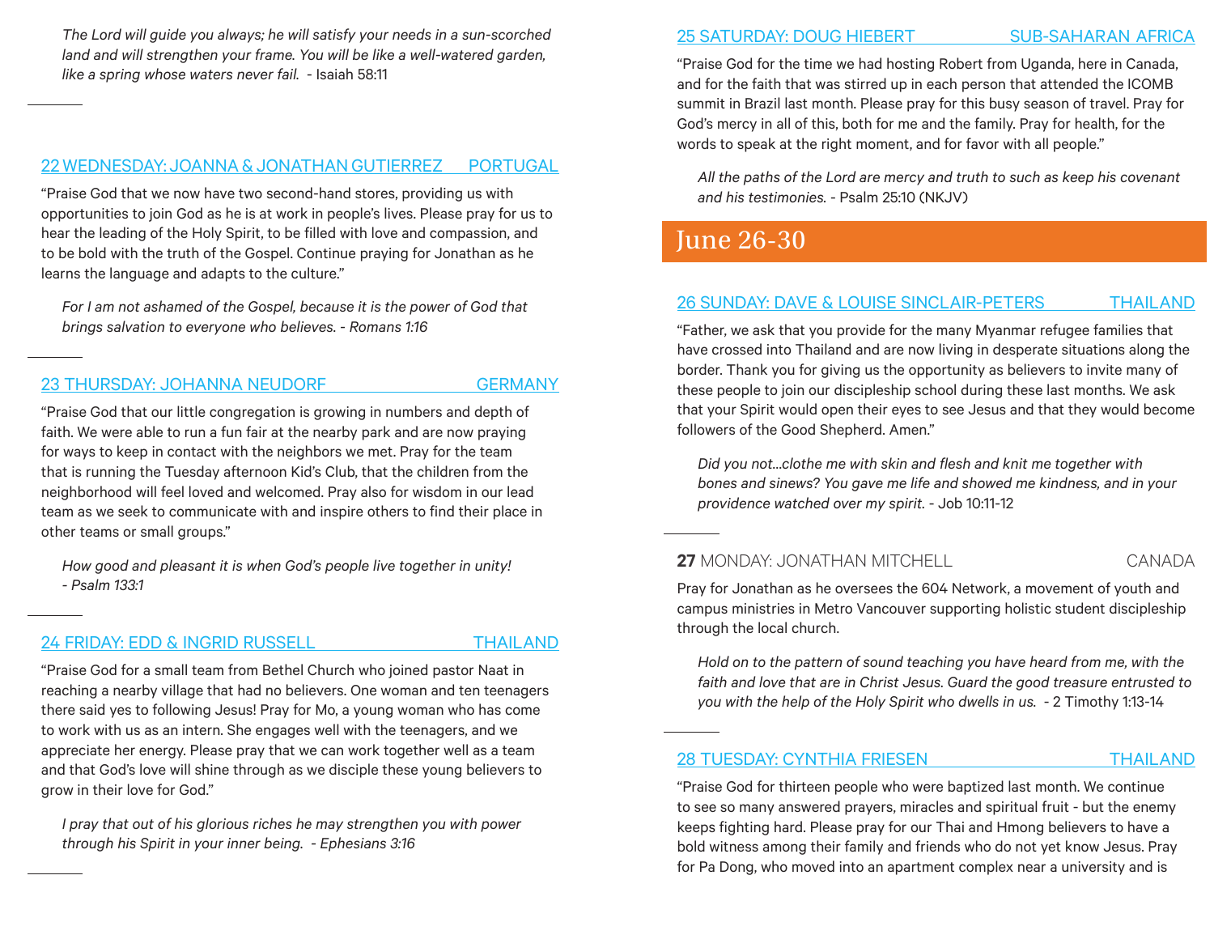*The Lord will guide you always; he will satisfy your needs in a sun-scorched land and will strengthen your frame. You will be like a well-watered garden, like a spring whose waters never fail.* - Isaiah 58:11

---

### 22 WEDNESDAY: JOANNA & JONATHAN GUTIERREZ — PORTUGAL

"Praise God that we now have two second-hand stores, providing us with opportunities to join God as he is at work in people's lives. Please pray for us to hear the leading of the Holy Spirit, to be filled with love and compassion, and to be bold with the truth of the Gospel. Continue praying for Jonathan as he learns the language and adapts to the culture."

*For I am not ashamed of the Gospel, because it is the power of God that brings salvation to everyone who believes. - Romans 1:16*

---

### 23 THURSDAY: JOHANNA NEUDORF — GERMANY

"Praise God that our little congregation is growing in numbers and depth of faith. We were able to run a fun fair at the nearby park and are now praying for ways to keep in contact with the neighbors we met. Pray for the team that is running the Tuesday afternoon Kid's Club, that the children from the neighborhood will feel loved and welcomed. Pray also for wisdom in our lead team as we seek to communicate with and inspire others to find their place in other teams or small groups."

*How good and pleasant it is when God's people live together in unity! - Psalm 133:1*

---

### 24 FRIDAY: EDD & INGRID RUSSELL — THAILAND

"Praise God for a small team from Bethel Church who joined pastor Naat in reaching a nearby village that had no believers. One woman and ten teenagers there said yes to following Jesus! Pray for Mo, a young woman who has come to work with us as an intern. She engages well with the teenagers, and we appreciate her energy. Please pray that we can work together well as a team and that God's love will shine through as we disciple these young believers to grow in their love for God."

*I pray that out of his glorious riches he may strengthen you with power through his Spirit in your inner being. - Ephesians 3:16*

---

### 25 SATURDAY: DOUG HIEBERT — SUB-SAHARAN AFRICA

"Praise God for the time we had hosting Robert from Uganda, here in Canada, and for the faith that was stirred up in each person that attended the ICOMB summit in Brazil last month. Please pray for this busy season of travel. Pray for God's mercy in all of this, both for me and the family. Pray for health, for the words to speak at the right moment, and for favor with all people."

*All the paths of the Lord are mercy and truth to such as keep his covenant and his testimonies.* - Psalm 25:10 (NKJV)

## June 26-30

### 26 SUNDAY: DAVE & LOUISE SINCLAIR-PETERS — THAILAND

"Father, we ask that you provide for the many Myanmar refugee families that have crossed into Thailand and are now living in desperate situations along the border. Thank you for giving us the opportunity as believers to invite many of these people to join our discipleship school during these last months. We ask that your Spirit would open their eyes to see Jesus and that they would become followers of the Good Shepherd. Amen."

*Did you not...clothe me with skin and flesh and knit me together with bones and sinews? You gave me life and showed me kindness, and in your providence watched over my spirit.* - Job 10:11-12

---

### **27** MONDAY: JONATHAN MITCHELL — CANADA

Pray for Jonathan as he oversees the 604 Network, a movement of youth and campus ministries in Metro Vancouver supporting holistic student discipleship through the local church.

*Hold on to the pattern of sound teaching you have heard from me, with the faith and love that are in Christ Jesus. Guard the good treasure entrusted to you with the help of the Holy Spirit who dwells in us.* - 2 Timothy 1:13-14

---

### 28 TUESDAY: CYNTHIA FRIESEN — THAILAND

"Praise God for thirteen people who were baptized last month. We continue to see so many answered prayers, miracles and spiritual fruit - but the enemy keeps fighting hard. Please pray for our Thai and Hmong believers to have a bold witness among their family and friends who do not yet know Jesus. Pray for Pa Dong, who moved into an apartment complex near a university and is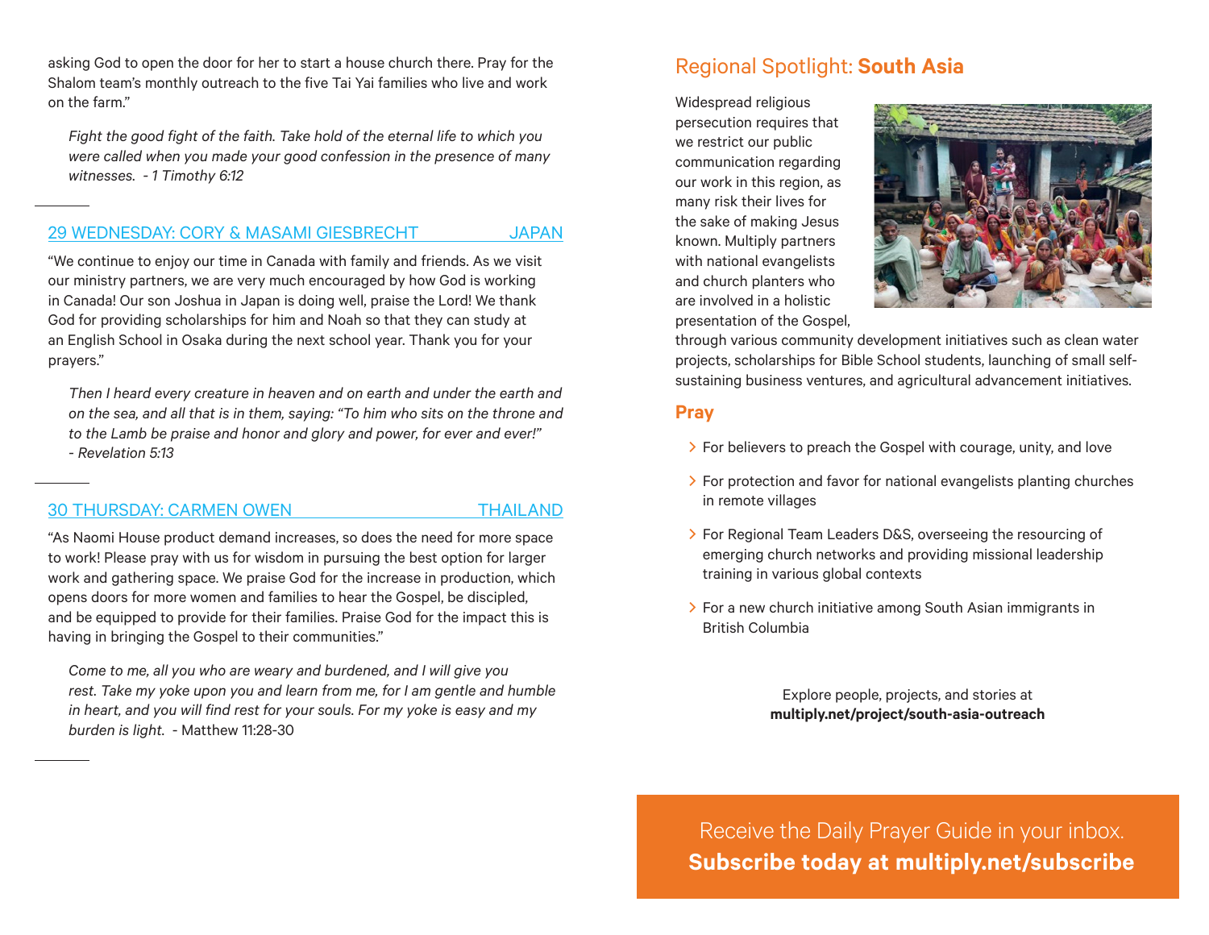asking God to open the door for her to start a house church there. Pray for the Shalom team's monthly outreach to the five Tai Yai families who live and work on the farm."

*Fight the good fight of the faith. Take hold of the eternal life to which you were called when you made your good confession in the presence of many witnesses. - 1 Timothy 6:12*

## 29 WEDNESDAY: CORY & MASAMI GIESBRECHT — JAPAN

"We continue to enjoy our time in Canada with family and friends. As we visit our ministry partners, we are very much encouraged by how God is working in Canada! Our son Joshua in Japan is doing well, praise the Lord! We thank God for providing scholarships for him and Noah so that they can study at an English School in Osaka during the next school year. Thank you for your prayers."

*Then I heard every creature in heaven and on earth and under the earth and on the sea, and all that is in them, saying: "To him who sits on the throne and to the Lamb be praise and honor and glory and power, for ever and ever!" - Revelation 5:13*

## 30 THURSDAY: CARMEN OWEN — THAILAND

"As Naomi House product demand increases, so does the need for more space to work! Please pray with us for wisdom in pursuing the best option for larger work and gathering space. We praise God for the increase in production, which opens doors for more women and families to hear the Gospel, be discipled, and be equipped to provide for their families. Praise God for the impact this is having in bringing the Gospel to their communities."

*Come to me, all you who are weary and burdened, and I will give you rest. Take my yoke upon you and learn from me, for I am gentle and humble in heart, and you will find rest for your souls. For my yoke is easy and my burden is light.* - Matthew 11:28-30

## Regional Spotlight: **South Asia**

Widespread religious persecution requires that we restrict our public communication regarding our work in this region, as many risk their lives for the sake of making Jesus known. Multiply partners with national evangelists and church planters who are involved in a holistic presentation of the Gospel, through various community development initiatives such as clean water projects, scholarships for Bible School students, launching of small self-sustaining business ventures, and agricultural advancement initiatives.

### Pray

- For believers to preach the Gospel with courage, unity, and love
- For protection and favor for national evangelists planting churches in remote villages
- For Regional Team Leaders D&S, overseeing the resourcing of emerging church networks and providing missional leadership training in various global contexts
- For a new church initiative among South Asian immigrants in British Columbia

Explore people, projects, and stories at
**multiply.net/project/south-asia-outreach**

Receive the Daily Prayer Guide in your inbox.
**Subscribe today at multiply.net/subscribe**